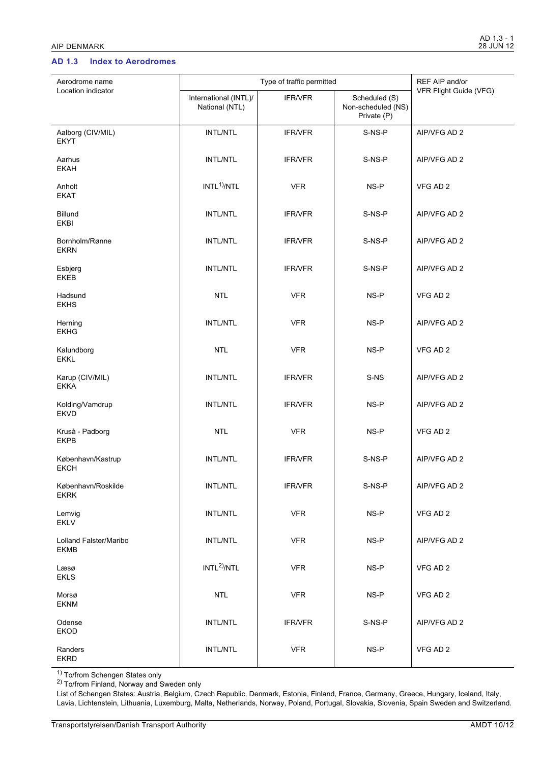## AD 1.3 Index to Aerodromes

| Aerodrome name<br>Location indicator | Type of traffic permitted | | | REF AIP and/or<br>VFR Flight Guide (VFG) |
|---|---|---|---|---|
| | International (INTL)/<br>National (NTL) | IFR/VFR | Scheduled (S)<br>Non-scheduled (NS)<br>Private (P) | |
| Aalborg (CIV/MIL)<br>EKYT | INTL/NTL | IFR/VFR | S-NS-P | AIP/VFG AD 2 |
| Aarhus<br>EKAH | INTL/NTL | IFR/VFR | S-NS-P | AIP/VFG AD 2 |
| Anholt<br>EKAT | INTL[1)]/NTL | VFR | NS-P | VFG AD 2 |
| Billund<br>EKBI | INTL/NTL | IFR/VFR | S-NS-P | AIP/VFG AD 2 |
| Bornholm/Rønne<br>EKRN | INTL/NTL | IFR/VFR | S-NS-P | AIP/VFG AD 2 |
| Esbjerg<br>EKEB | INTL/NTL | IFR/VFR | S-NS-P | AIP/VFG AD 2 |
| Hadsund<br>EKHS | NTL | VFR | NS-P | VFG AD 2 |
| Herning<br>EKHG | INTL/NTL | VFR | NS-P | AIP/VFG AD 2 |
| Kalundborg<br>EKKL | NTL | VFR | NS-P | VFG AD 2 |
| Karup (CIV/MIL)<br>EKKA | INTL/NTL | IFR/VFR | S-NS | AIP/VFG AD 2 |
| Kolding/Vamdrup<br>EKVD | INTL/NTL | IFR/VFR | NS-P | AIP/VFG AD 2 |
| Kruså - Padborg<br>EKPB | NTL | VFR | NS-P | VFG AD 2 |
| København/Kastrup<br>EKCH | INTL/NTL | IFR/VFR | S-NS-P | AIP/VFG AD 2 |
| København/Roskilde<br>EKRK | INTL/NTL | IFR/VFR | S-NS-P | AIP/VFG AD 2 |
| Lemvig<br>EKLV | INTL/NTL | VFR | NS-P | VFG AD 2 |
| Lolland Falster/Maribo<br>EKMB | INTL/NTL | VFR | NS-P | AIP/VFG AD 2 |
| Læsø<br>EKLS | INTL[2)]/NTL | VFR | NS-P | VFG AD 2 |
| Morsø<br>EKNM | NTL | VFR | NS-P | VFG AD 2 |
| Odense<br>EKOD | INTL/NTL | IFR/VFR | S-NS-P | AIP/VFG AD 2 |
| Randers<br>EKRD | INTL/NTL | VFR | NS-P | VFG AD 2 |

[1)] To/from Schengen States only

[2)] To/from Finland, Norway and Sweden only

List of Schengen States: Austria, Belgium, Czech Republic, Denmark, Estonia, Finland, France, Germany, Greece, Hungary, Iceland, Italy, Lavia, Lichtenstein, Lithuania, Luxemburg, Malta, Netherlands, Norway, Poland, Portugal, Slovakia, Slovenia, Spain Sweden and Switzerland.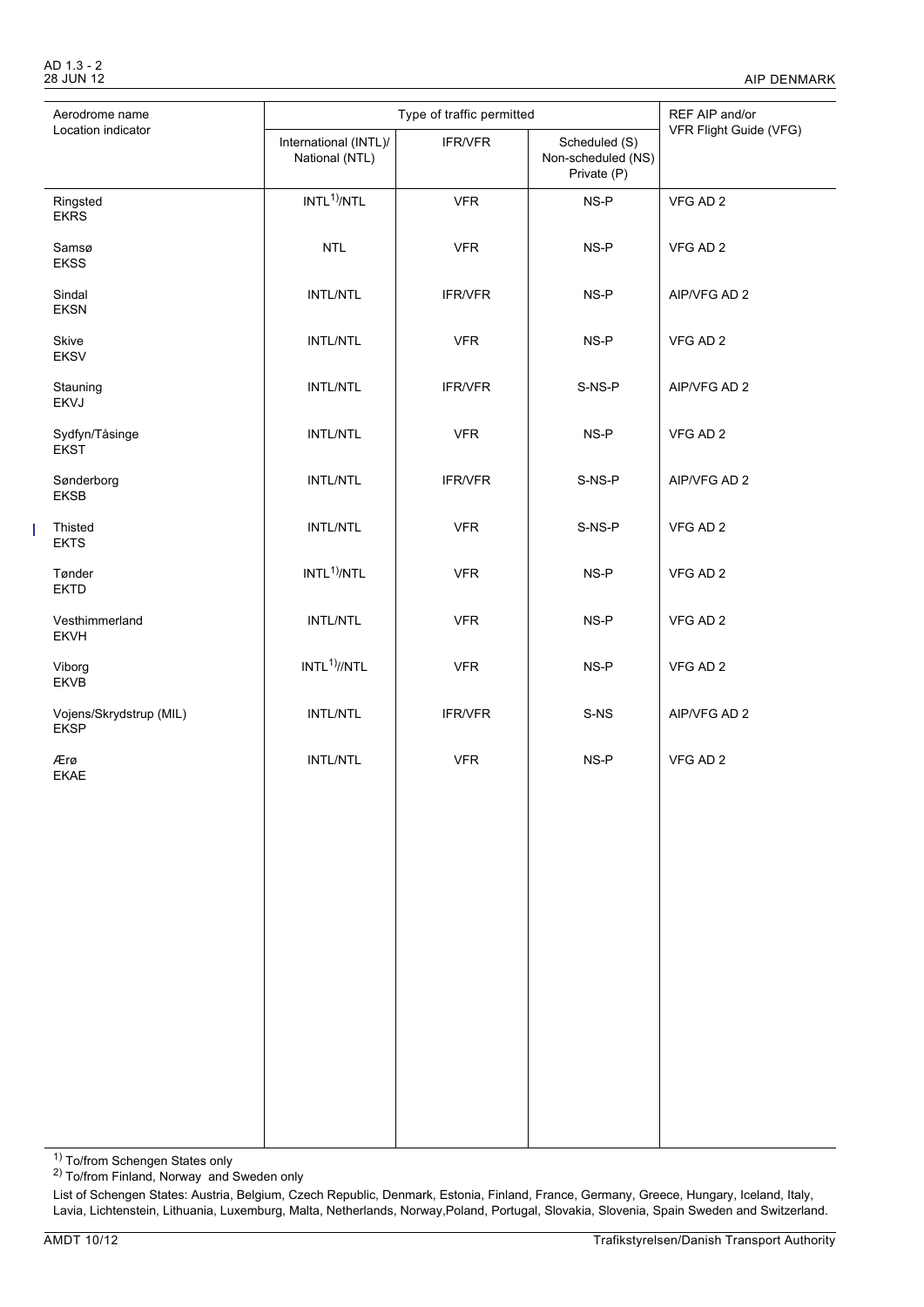| Aerodrome name<br>Location indicator | Type of traffic permitted | | | REF AIP and/or VFR Flight Guide (VFG) |
|---|---|---|---|---|
| | International (INTL)/ National (NTL) | IFR/VFR | Scheduled (S) Non-scheduled (NS) Private (P) | |
| Ringsted<br>EKRS | INTL[1]/NTL | VFR | NS-P | VFG AD 2 |
| Samsø<br>EKSS | NTL | VFR | NS-P | VFG AD 2 |
| Sindal<br>EKSN | INTL/NTL | IFR/VFR | NS-P | AIP/VFG AD 2 |
| Skive<br>EKSV | INTL/NTL | VFR | NS-P | VFG AD 2 |
| Stauning<br>EKVJ | INTL/NTL | IFR/VFR | S-NS-P | AIP/VFG AD 2 |
| Sydfyn/Tåsinge<br>EKST | INTL/NTL | VFR | NS-P | VFG AD 2 |
| Sønderborg<br>EKSB | INTL/NTL | IFR/VFR | S-NS-P | AIP/VFG AD 2 |
| Thisted<br>EKTS | INTL/NTL | VFR | S-NS-P | VFG AD 2 |
| Tønder<br>EKTD | INTL[1]/NTL | VFR | NS-P | VFG AD 2 |
| Vesthimmerland<br>EKVH | INTL/NTL | VFR | NS-P | VFG AD 2 |
| Viborg<br>EKVB | INTL[1]//NTL | VFR | NS-P | VFG AD 2 |
| Vojens/Skrydstrup (MIL)<br>EKSP | INTL/NTL | IFR/VFR | S-NS | AIP/VFG AD 2 |
| Ærø<br>EKAE | INTL/NTL | VFR | NS-P | VFG AD 2 |

[1] To/from Schengen States only

[2] To/from Finland, Norway and Sweden only

List of Schengen States: Austria, Belgium, Czech Republic, Denmark, Estonia, Finland, France, Germany, Greece, Hungary, Iceland, Italy, Lavia, Lichtenstein, Lithuania, Luxemburg, Malta, Netherlands, Norway,Poland, Portugal, Slovakia, Slovenia, Spain Sweden and Switzerland.